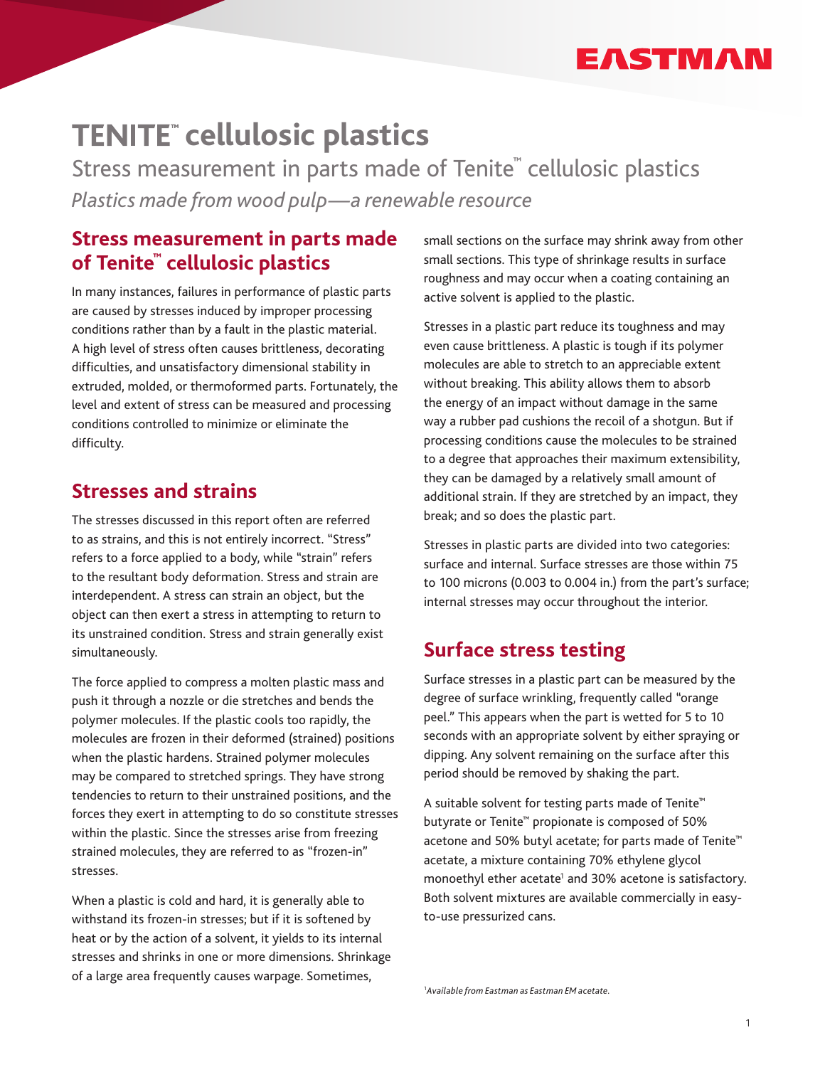# TENITE™ cellulosic plastics

Stress measurement in parts made of Tenite™ cellulosic plastics

*Plastics made from wood pulp—a renewable resource*

## Stress measurement in parts made of Tenite™ cellulosic plastics

In many instances, failures in performance of plastic parts are caused by stresses induced by improper processing conditions rather than by a fault in the plastic material. A high level of stress often causes brittleness, decorating difficulties, and unsatisfactory dimensional stability in extruded, molded, or thermoformed parts. Fortunately, the level and extent of stress can be measured and processing conditions controlled to minimize or eliminate the difficulty.

## Stresses and strains

The stresses discussed in this report often are referred to as strains, and this is not entirely incorrect. "Stress" refers to a force applied to a body, while "strain" refers to the resultant body deformation. Stress and strain are interdependent. A stress can strain an object, but the object can then exert a stress in attempting to return to its unstrained condition. Stress and strain generally exist simultaneously.

The force applied to compress a molten plastic mass and push it through a nozzle or die stretches and bends the polymer molecules. If the plastic cools too rapidly, the molecules are frozen in their deformed (strained) positions when the plastic hardens. Strained polymer molecules may be compared to stretched springs. They have strong tendencies to return to their unstrained positions, and the forces they exert in attempting to do so constitute stresses within the plastic. Since the stresses arise from freezing strained molecules, they are referred to as "frozen-in" stresses.

When a plastic is cold and hard, it is generally able to withstand its frozen-in stresses; but if it is softened by heat or by the action of a solvent, it yields to its internal stresses and shrinks in one or more dimensions. Shrinkage of a large area frequently causes warpage. Sometimes, small sections on the surface may shrink away from other small sections. This type of shrinkage results in surface roughness and may occur when a coating containing an active solvent is applied to the plastic.

Stresses in a plastic part reduce its toughness and may even cause brittleness. A plastic is tough if its polymer molecules are able to stretch to an appreciable extent without breaking. This ability allows them to absorb the energy of an impact without damage in the same way a rubber pad cushions the recoil of a shotgun. But if processing conditions cause the molecules to be strained to a degree that approaches their maximum extensibility, they can be damaged by a relatively small amount of additional strain. If they are stretched by an impact, they break; and so does the plastic part.

Stresses in plastic parts are divided into two categories: surface and internal. Surface stresses are those within 75 to 100 microns (0.003 to 0.004 in.) from the part's surface; internal stresses may occur throughout the interior.

## Surface stress testing

Surface stresses in a plastic part can be measured by the degree of surface wrinkling, frequently called "orange peel." This appears when the part is wetted for 5 to 10 seconds with an appropriate solvent by either spraying or dipping. Any solvent remaining on the surface after this period should be removed by shaking the part.

A suitable solvent for testing parts made of Tenite™ butyrate or Tenite™ propionate is composed of 50% acetone and 50% butyl acetate; for parts made of Tenite™ acetate, a mixture containing 70% ethylene glycol monoethyl ether acetate[1] and 30% acetone is satisfactory. Both solvent mixtures are available commercially in easy-to-use pressurized cans.

[1] *Available from Eastman as Eastman EM acetate.*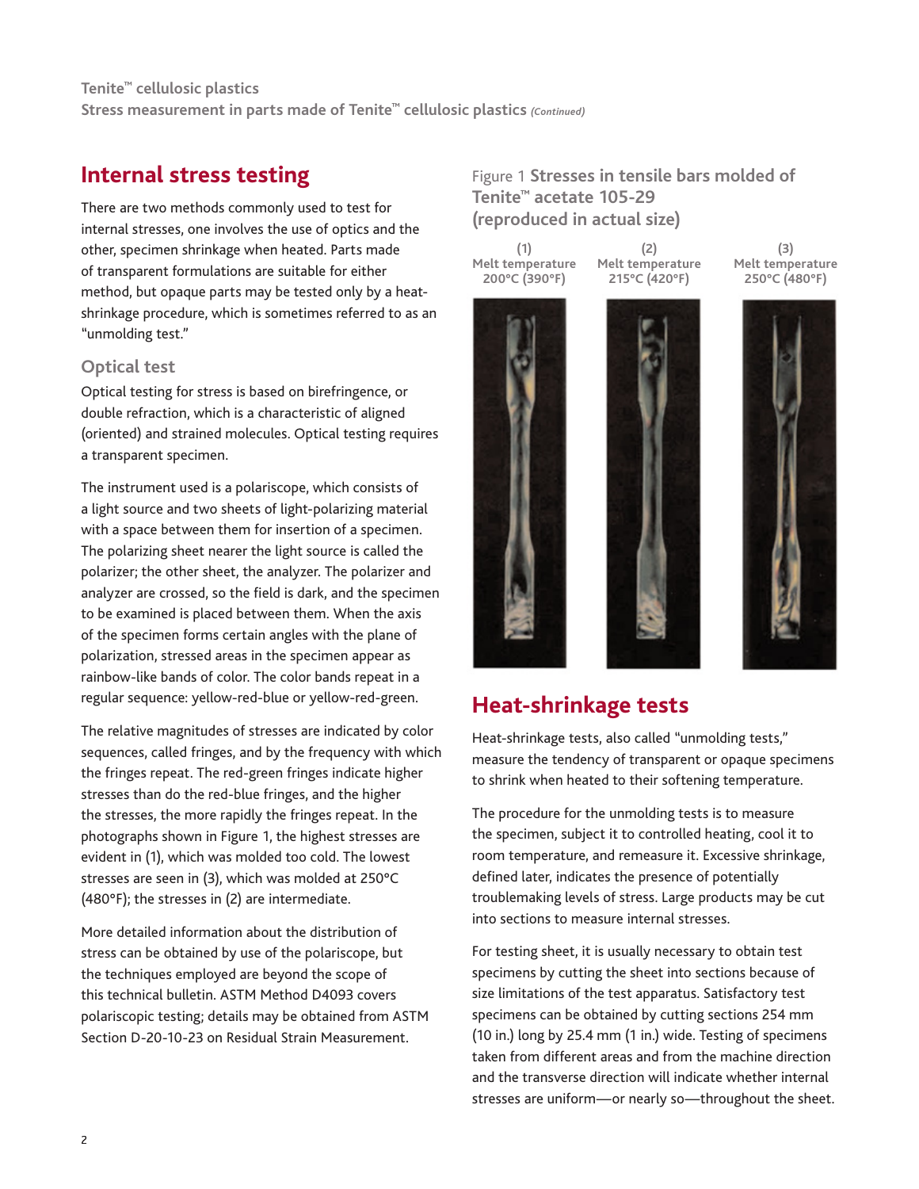## Internal stress testing

There are two methods commonly used to test for internal stresses, one involves the use of optics and the other, specimen shrinkage when heated. Parts made of transparent formulations are suitable for either method, but opaque parts may be tested only by a heat-shrinkage procedure, which is sometimes referred to as an "unmolding test."

### Optical test

Optical testing for stress is based on birefringence, or double refraction, which is a characteristic of aligned (oriented) and strained molecules. Optical testing requires a transparent specimen.

The instrument used is a polariscope, which consists of a light source and two sheets of light-polarizing material with a space between them for insertion of a specimen. The polarizing sheet nearer the light source is called the polarizer; the other sheet, the analyzer. The polarizer and analyzer are crossed, so the field is dark, and the specimen to be examined is placed between them. When the axis of the specimen forms certain angles with the plane of polarization, stressed areas in the specimen appear as rainbow-like bands of color. The color bands repeat in a regular sequence: yellow-red-blue or yellow-red-green.

The relative magnitudes of stresses are indicated by color sequences, called fringes, and by the frequency with which the fringes repeat. The red-green fringes indicate higher stresses than do the red-blue fringes, and the higher the stresses, the more rapidly the fringes repeat. In the photographs shown in Figure 1, the highest stresses are evident in (1), which was molded too cold. The lowest stresses are seen in (3), which was molded at 250°C (480°F); the stresses in (2) are intermediate.

More detailed information about the distribution of stress can be obtained by use of the polariscope, but the techniques employed are beyond the scope of this technical bulletin. ASTM Method D4093 covers polariscopic testing; details may be obtained from ASTM Section D-20-10-23 on Residual Strain Measurement.

Figure 1 **Stresses in tensile bars molded of Tenite™ acetate 105-29 (reproduced in actual size)**

(1) Melt temperature 200°C (390°F)

(2) Melt temperature 215°C (420°F)

(3) Melt temperature 250°C (480°F)

## Heat-shrinkage tests

Heat-shrinkage tests, also called "unmolding tests," measure the tendency of transparent or opaque specimens to shrink when heated to their softening temperature.

The procedure for the unmolding tests is to measure the specimen, subject it to controlled heating, cool it to room temperature, and remeasure it. Excessive shrinkage, defined later, indicates the presence of potentially troublemaking levels of stress. Large products may be cut into sections to measure internal stresses.

For testing sheet, it is usually necessary to obtain test specimens by cutting the sheet into sections because of size limitations of the test apparatus. Satisfactory test specimens can be obtained by cutting sections 254 mm (10 in.) long by 25.4 mm (1 in.) wide. Testing of specimens taken from different areas and from the machine direction and the transverse direction will indicate whether internal stresses are uniform—or nearly so—throughout the sheet.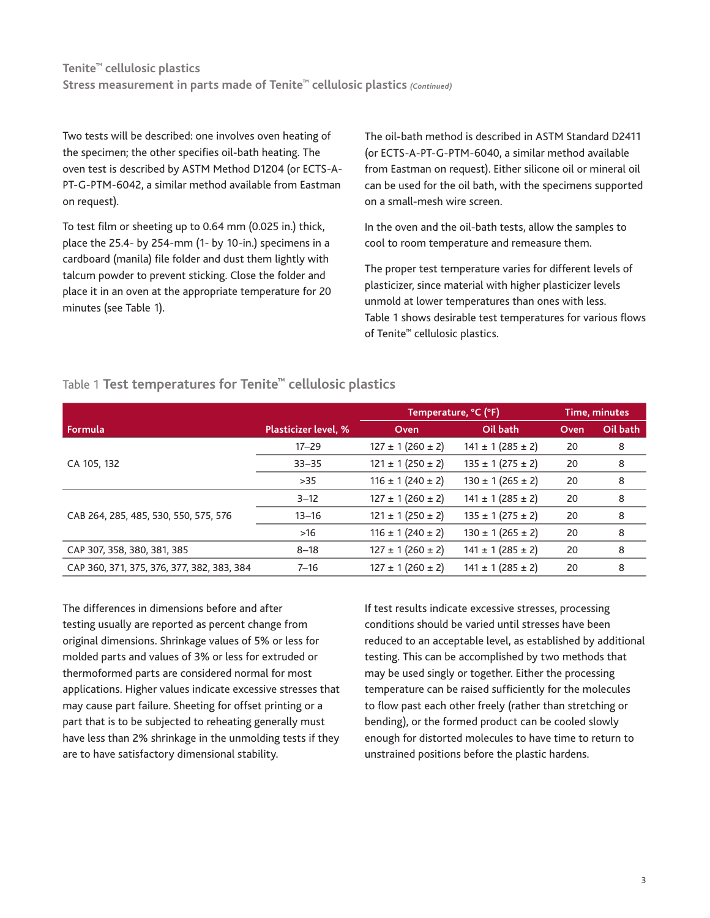Two tests will be described: one involves oven heating of the specimen; the other specifies oil-bath heating. The oven test is described by ASTM Method D1204 (or ECTS-A-PT-G-PTM-6042, a similar method available from Eastman on request).

To test film or sheeting up to 0.64 mm (0.025 in.) thick, place the 25.4- by 254-mm (1- by 10-in.) specimens in a cardboard (manila) file folder and dust them lightly with talcum powder to prevent sticking. Close the folder and place it in an oven at the appropriate temperature for 20 minutes (see Table 1).

The oil-bath method is described in ASTM Standard D2411 (or ECTS-A-PT-G-PTM-6040, a similar method available from Eastman on request). Either silicone oil or mineral oil can be used for the oil bath, with the specimens supported on a small-mesh wire screen.

In the oven and the oil-bath tests, allow the samples to cool to room temperature and remeasure them.

The proper test temperature varies for different levels of plasticizer, since material with higher plasticizer levels unmold at lower temperatures than ones with less. Table 1 shows desirable test temperatures for various flows of Tenite™ cellulosic plastics.

Table 1 **Test temperatures for Tenite™ cellulosic plastics**

| | | Temperature, °C (°F) | | Time, minutes | |
|---|---|---|---|---|---|
| **Formula** | **Plasticizer level, %** | **Oven** | **Oil bath** | **Oven** | **Oil bath** |
| CA 105, 132 | 17–29 | 127 ± 1 (260 ± 2) | 141 ± 1 (285 ± 2) | 20 | 8 |
| | 33–35 | 121 ± 1 (250 ± 2) | 135 ± 1 (275 ± 2) | 20 | 8 |
| | >35 | 116 ± 1 (240 ± 2) | 130 ± 1 (265 ± 2) | 20 | 8 |
| CAB 264, 285, 485, 530, 550, 575, 576 | 3–12 | 127 ± 1 (260 ± 2) | 141 ± 1 (285 ± 2) | 20 | 8 |
| | 13–16 | 121 ± 1 (250 ± 2) | 135 ± 1 (275 ± 2) | 20 | 8 |
| | >16 | 116 ± 1 (240 ± 2) | 130 ± 1 (265 ± 2) | 20 | 8 |
| CAP 307, 358, 380, 381, 385 | 8–18 | 127 ± 1 (260 ± 2) | 141 ± 1 (285 ± 2) | 20 | 8 |
| CAP 360, 371, 375, 376, 377, 382, 383, 384 | 7–16 | 127 ± 1 (260 ± 2) | 141 ± 1 (285 ± 2) | 20 | 8 |

The differences in dimensions before and after testing usually are reported as percent change from original dimensions. Shrinkage values of 5% or less for molded parts and values of 3% or less for extruded or thermoformed parts are considered normal for most applications. Higher values indicate excessive stresses that may cause part failure. Sheeting for offset printing or a part that is to be subjected to reheating generally must have less than 2% shrinkage in the unmolding tests if they are to have satisfactory dimensional stability.

If test results indicate excessive stresses, processing conditions should be varied until stresses have been reduced to an acceptable level, as established by additional testing. This can be accomplished by two methods that may be used singly or together. Either the processing temperature can be raised sufficiently for the molecules to flow past each other freely (rather than stretching or bending), or the formed product can be cooled slowly enough for distorted molecules to have time to return to unstrained positions before the plastic hardens.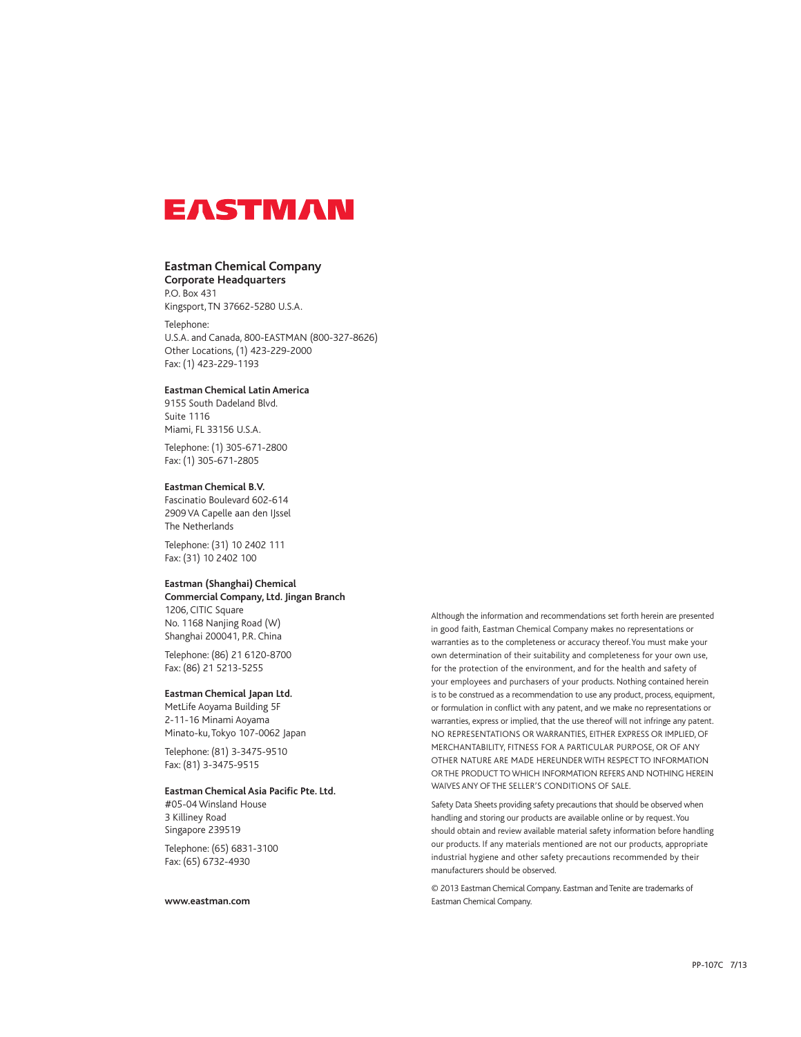# EASTMAN

**Eastman Chemical Company**
**Corporate Headquarters**
P.O. Box 431
Kingsport, TN 37662-5280 U.S.A.

Telephone:
U.S.A. and Canada, 800-EASTMAN (800-327-8626)
Other Locations, (1) 423-229-2000
Fax: (1) 423-229-1193

**Eastman Chemical Latin America**
9155 South Dadeland Blvd.
Suite 1116
Miami, FL 33156 U.S.A.

Telephone: (1) 305-671-2800
Fax: (1) 305-671-2805

**Eastman Chemical B.V.**
Fascinatio Boulevard 602-614
2909 VA Capelle aan den IJssel
The Netherlands

Telephone: (31) 10 2402 111
Fax: (31) 10 2402 100

**Eastman (Shanghai) Chemical Commercial Company, Ltd. Jingan Branch**
1206, CITIC Square
No. 1168 Nanjing Road (W)
Shanghai 200041, P.R. China

Telephone: (86) 21 6120-8700
Fax: (86) 21 5213-5255

**Eastman Chemical Japan Ltd.**
MetLife Aoyama Building 5F
2-11-16 Minami Aoyama
Minato-ku, Tokyo 107-0062 Japan

Telephone: (81) 3-3475-9510
Fax: (81) 3-3475-9515

**Eastman Chemical Asia Pacific Pte. Ltd.**
#05-04 Winsland House
3 Killiney Road
Singapore 239519

Telephone: (65) 6831-3100
Fax: (65) 6732-4930

**www.eastman.com**

Although the information and recommendations set forth herein are presented in good faith, Eastman Chemical Company makes no representations or warranties as to the completeness or accuracy thereof. You must make your own determination of their suitability and completeness for your own use, for the protection of the environment, and for the health and safety of your employees and purchasers of your products. Nothing contained herein is to be construed as a recommendation to use any product, process, equipment, or formulation in conflict with any patent, and we make no representations or warranties, express or implied, that the use thereof will not infringe any patent. NO REPRESENTATIONS OR WARRANTIES, EITHER EXPRESS OR IMPLIED, OF MERCHANTABILITY, FITNESS FOR A PARTICULAR PURPOSE, OR OF ANY OTHER NATURE ARE MADE HEREUNDER WITH RESPECT TO INFORMATION OR THE PRODUCT TO WHICH INFORMATION REFERS AND NOTHING HEREIN WAIVES ANY OF THE SELLER'S CONDITIONS OF SALE.

Safety Data Sheets providing safety precautions that should be observed when handling and storing our products are available online or by request. You should obtain and review available material safety information before handling our products. If any materials mentioned are not our products, appropriate industrial hygiene and other safety precautions recommended by their manufacturers should be observed.

© 2013 Eastman Chemical Company. Eastman and Tenite are trademarks of Eastman Chemical Company.

PP-107C 7/13